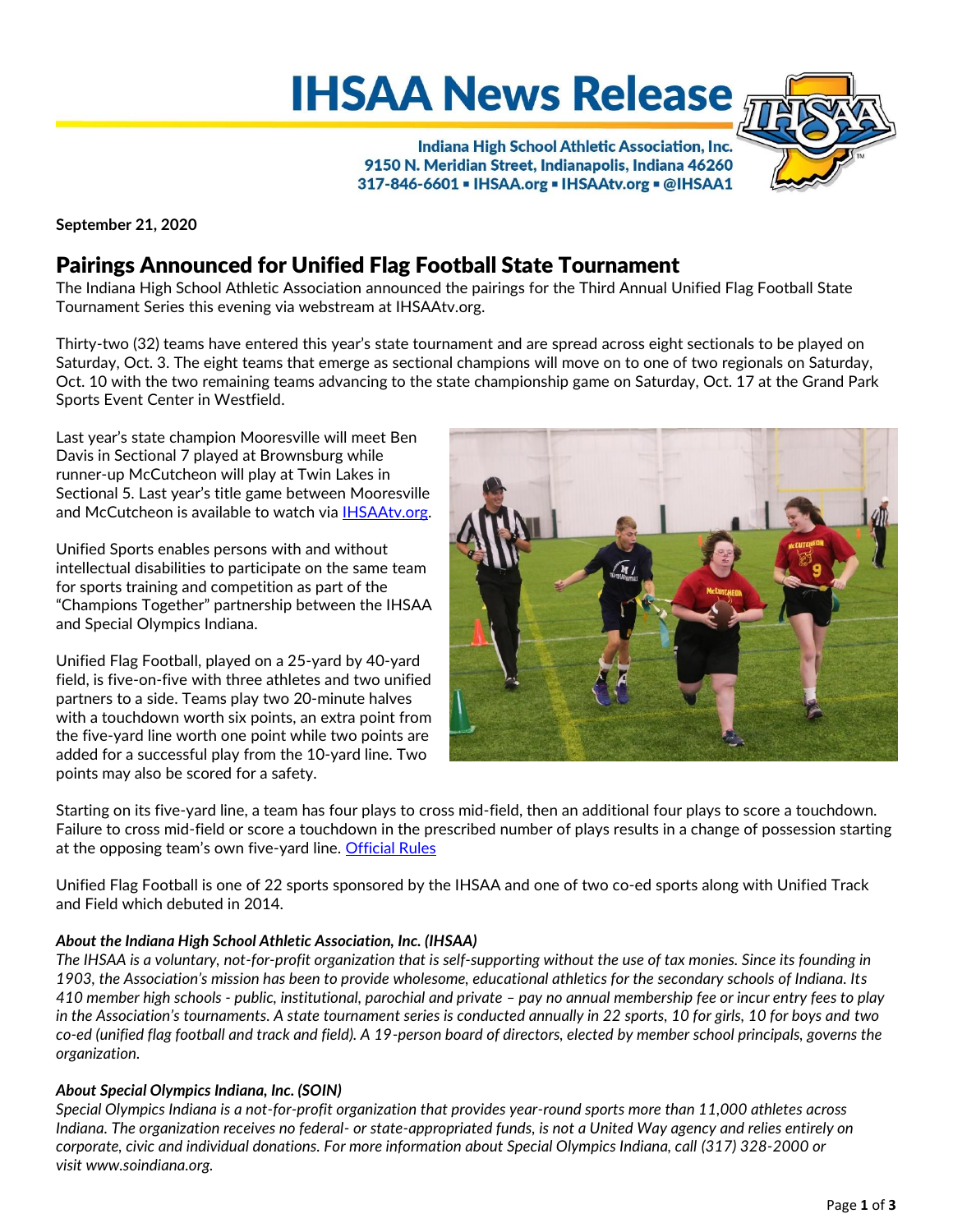# IHSAA News Release

**Indiana High School Athletic Association, Inc.**
**9150 N. Meridian Street, Indianapolis, Indiana 46260**
**317-846-6601 ▪ IHSAA.org ▪ IHSAAtv.org ▪ @IHSAA1**

**September 21, 2020**

## Pairings Announced for Unified Flag Football State Tournament

The Indiana High School Athletic Association announced the pairings for the Third Annual Unified Flag Football State Tournament Series this evening via webstream at IHSAAtv.org.

Thirty-two (32) teams have entered this year's state tournament and are spread across eight sectionals to be played on Saturday, Oct. 3. The eight teams that emerge as sectional champions will move on to one of two regionals on Saturday, Oct. 10 with the two remaining teams advancing to the state championship game on Saturday, Oct. 17 at the Grand Park Sports Event Center in Westfield.

Last year's state champion Mooresville will meet Ben Davis in Sectional 7 played at Brownsburg while runner-up McCutcheon will play at Twin Lakes in Sectional 5. Last year's title game between Mooresville and McCutcheon is available to watch via [IHSAAtv.org](IHSAAtv.org).

Unified Sports enables persons with and without intellectual disabilities to participate on the same team for sports training and competition as part of the "Champions Together" partnership between the IHSAA and Special Olympics Indiana.

Unified Flag Football, played on a 25-yard by 40-yard field, is five-on-five with three athletes and two unified partners to a side. Teams play two 20-minute halves with a touchdown worth six points, an extra point from the five-yard line worth one point while two points are added for a successful play from the 10-yard line. Two points may also be scored for a safety.

Starting on its five-yard line, a team has four plays to cross mid-field, then an additional four plays to score a touchdown. Failure to cross mid-field or score a touchdown in the prescribed number of plays results in a change of possession starting at the opposing team's own five-yard line. Official Rules

Unified Flag Football is one of 22 sports sponsored by the IHSAA and one of two co-ed sports along with Unified Track and Field which debuted in 2014.

***About the Indiana High School Athletic Association, Inc. (IHSAA)***

*The IHSAA is a voluntary, not-for-profit organization that is self-supporting without the use of tax monies. Since its founding in 1903, the Association's mission has been to provide wholesome, educational athletics for the secondary schools of Indiana. Its 410 member high schools - public, institutional, parochial and private – pay no annual membership fee or incur entry fees to play in the Association's tournaments. A state tournament series is conducted annually in 22 sports, 10 for girls, 10 for boys and two co-ed (unified flag football and track and field). A 19-person board of directors, elected by member school principals, governs the organization.*

***About Special Olympics Indiana, Inc. (SOIN)***

*Special Olympics Indiana is a not-for-profit organization that provides year-round sports more than 11,000 athletes across Indiana. The organization receives no federal- or state-appropriated funds, is not a United Way agency and relies entirely on corporate, civic and individual donations. For more information about Special Olympics Indiana, call (317) 328-2000 or visit www.soindiana.org.*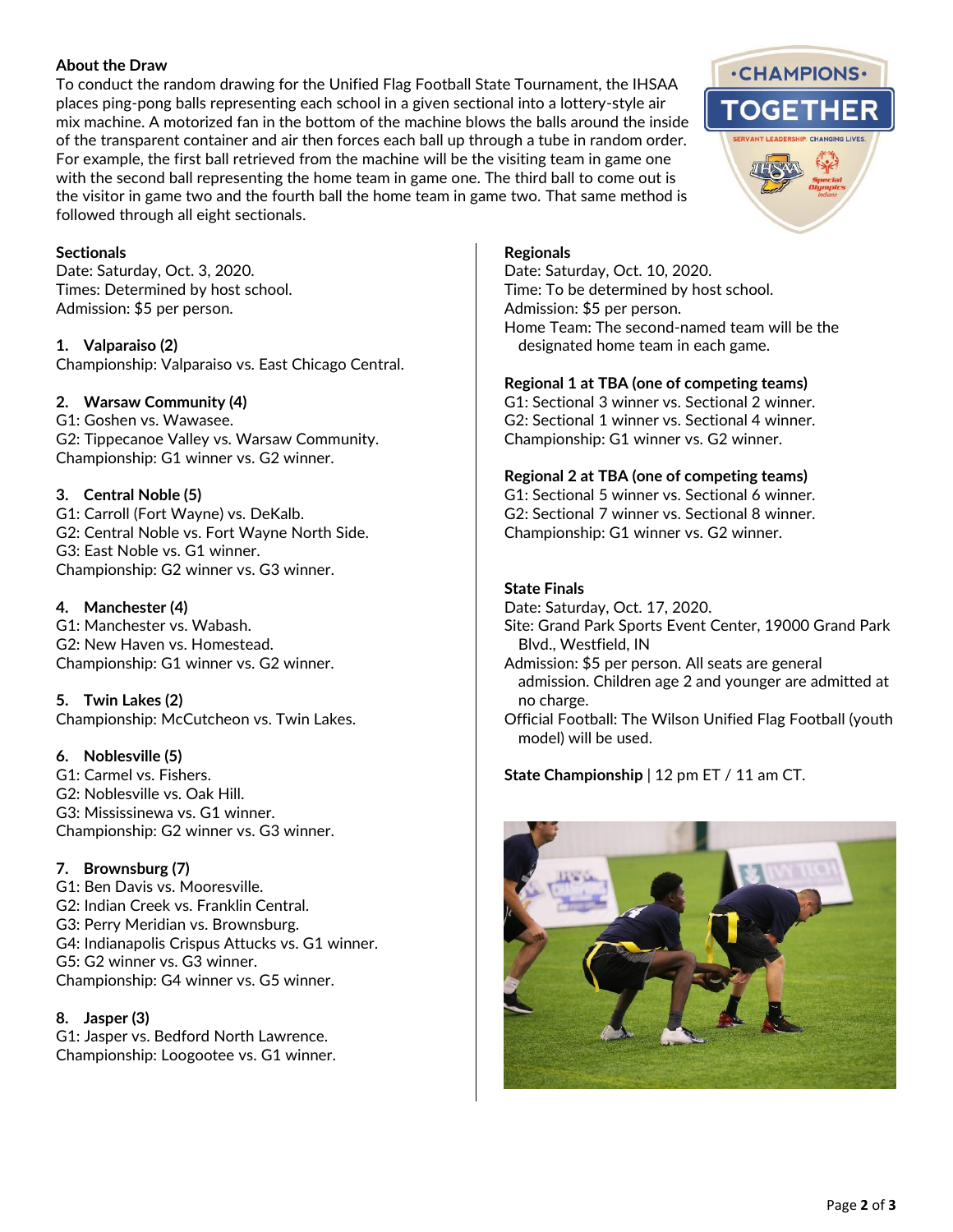## About the Draw

To conduct the random drawing for the Unified Flag Football State Tournament, the IHSAA places ping-pong balls representing each school in a given sectional into a lottery-style air mix machine. A motorized fan in the bottom of the machine blows the balls around the inside of the transparent container and air then forces each ball up through a tube in random order. For example, the first ball retrieved from the machine will be the visiting team in game one with the second ball representing the home team in game one. The third ball to come out is the visitor in game two and the fourth ball the home team in game two. That same method is followed through all eight sectionals.

## Sectionals

Date: Saturday, Oct. 3, 2020.
Times: Determined by host school.
Admission: $5 per person.

**1. Valparaiso (2)**
Championship: Valparaiso vs. East Chicago Central.

**2. Warsaw Community (4)**
G1: Goshen vs. Wawasee.
G2: Tippecanoe Valley vs. Warsaw Community.
Championship: G1 winner vs. G2 winner.

**3. Central Noble (5)**
G1: Carroll (Fort Wayne) vs. DeKalb.
G2: Central Noble vs. Fort Wayne North Side.
G3: East Noble vs. G1 winner.
Championship: G2 winner vs. G3 winner.

**4. Manchester (4)**
G1: Manchester vs. Wabash.
G2: New Haven vs. Homestead.
Championship: G1 winner vs. G2 winner.

**5. Twin Lakes (2)**
Championship: McCutcheon vs. Twin Lakes.

**6. Noblesville (5)**
G1: Carmel vs. Fishers.
G2: Noblesville vs. Oak Hill.
G3: Mississinewa vs. G1 winner.
Championship: G2 winner vs. G3 winner.

**7. Brownsburg (7)**
G1: Ben Davis vs. Mooresville.
G2: Indian Creek vs. Franklin Central.
G3: Perry Meridian vs. Brownsburg.
G4: Indianapolis Crispus Attucks vs. G1 winner.
G5: G2 winner vs. G3 winner.
Championship: G4 winner vs. G5 winner.

**8. Jasper (3)**
G1: Jasper vs. Bedford North Lawrence.
Championship: Loogootee vs. G1 winner.

## Regionals

Date: Saturday, Oct. 10, 2020.
Time: To be determined by host school.
Admission: $5 per person.
Home Team: The second-named team will be the designated home team in each game.

**Regional 1 at TBA (one of competing teams)**
G1: Sectional 3 winner vs. Sectional 2 winner.
G2: Sectional 1 winner vs. Sectional 4 winner.
Championship: G1 winner vs. G2 winner.

**Regional 2 at TBA (one of competing teams)**
G1: Sectional 5 winner vs. Sectional 6 winner.
G2: Sectional 7 winner vs. Sectional 8 winner.
Championship: G1 winner vs. G2 winner.

## State Finals

Date: Saturday, Oct. 17, 2020.
Site: Grand Park Sports Event Center, 19000 Grand Park Blvd., Westfield, IN
Admission: $5 per person. All seats are general admission. Children age 2 and younger are admitted at no charge.
Official Football: The Wilson Unified Flag Football (youth model) will be used.

**State Championship** | 12 pm ET / 11 am CT.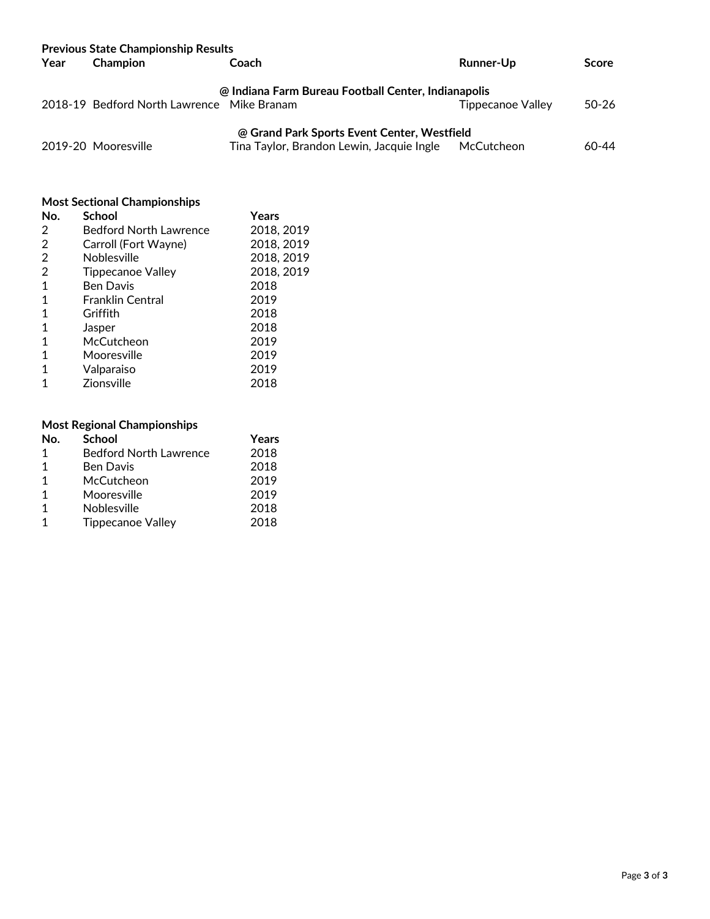**Previous State Championship Results**

| Year | Champion | Coach | Runner-Up | Score |
|---|---|---|---|---|
| | | **@ Indiana Farm Bureau Football Center, Indianapolis** | | |
| 2018-19 | Bedford North Lawrence | Mike Branam | Tippecanoe Valley | 50-26 |
| | | **@ Grand Park Sports Event Center, Westfield** | | |
| 2019-20 | Mooresville | Tina Taylor, Brandon Lewin, Jacquie Ingle | McCutcheon | 60-44 |

**Most Sectional Championships**

| No. | School | Years |
|---|---|---|
| 2 | Bedford North Lawrence | 2018, 2019 |
| 2 | Carroll (Fort Wayne) | 2018, 2019 |
| 2 | Noblesville | 2018, 2019 |
| 2 | Tippecanoe Valley | 2018, 2019 |
| 1 | Ben Davis | 2018 |
| 1 | Franklin Central | 2019 |
| 1 | Griffith | 2018 |
| 1 | Jasper | 2018 |
| 1 | McCutcheon | 2019 |
| 1 | Mooresville | 2019 |
| 1 | Valparaiso | 2019 |
| 1 | Zionsville | 2018 |

**Most Regional Championships**

| No. | School | Years |
|---|---|---|
| 1 | Bedford North Lawrence | 2018 |
| 1 | Ben Davis | 2018 |
| 1 | McCutcheon | 2019 |
| 1 | Mooresville | 2019 |
| 1 | Noblesville | 2018 |
| 1 | Tippecanoe Valley | 2018 |